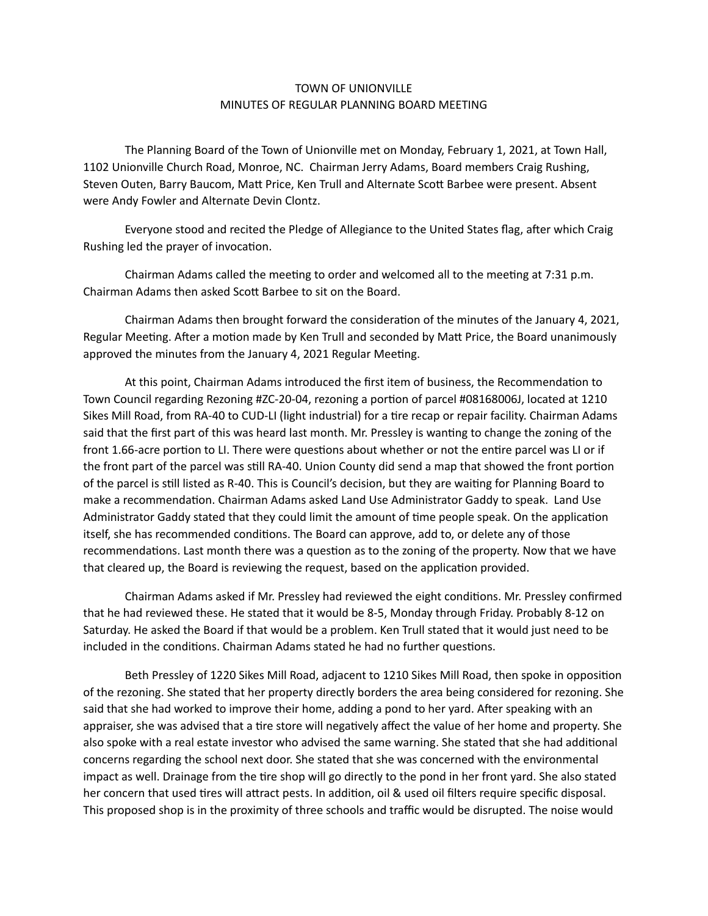# TOWN OF UNIONVILLE
## MINUTES OF REGULAR PLANNING BOARD MEETING

The Planning Board of the Town of Unionville met on Monday, February 1, 2021, at Town Hall, 1102 Unionville Church Road, Monroe, NC. Chairman Jerry Adams, Board members Craig Rushing, Steven Outen, Barry Baucom, Matt Price, Ken Trull and Alternate Scott Barbee were present. Absent were Andy Fowler and Alternate Devin Clontz.

Everyone stood and recited the Pledge of Allegiance to the United States flag, after which Craig Rushing led the prayer of invocation.

Chairman Adams called the meeting to order and welcomed all to the meeting at 7:31 p.m. Chairman Adams then asked Scott Barbee to sit on the Board.

Chairman Adams then brought forward the consideration of the minutes of the January 4, 2021, Regular Meeting. After a motion made by Ken Trull and seconded by Matt Price, the Board unanimously approved the minutes from the January 4, 2021 Regular Meeting.

At this point, Chairman Adams introduced the first item of business, the Recommendation to Town Council regarding Rezoning #ZC-20-04, rezoning a portion of parcel #08168006J, located at 1210 Sikes Mill Road, from RA-40 to CUD-LI (light industrial) for a tire recap or repair facility. Chairman Adams said that the first part of this was heard last month. Mr. Pressley is wanting to change the zoning of the front 1.66-acre portion to LI. There were questions about whether or not the entire parcel was LI or if the front part of the parcel was still RA-40. Union County did send a map that showed the front portion of the parcel is still listed as R-40. This is Council's decision, but they are waiting for Planning Board to make a recommendation. Chairman Adams asked Land Use Administrator Gaddy to speak. Land Use Administrator Gaddy stated that they could limit the amount of time people speak. On the application itself, she has recommended conditions. The Board can approve, add to, or delete any of those recommendations. Last month there was a question as to the zoning of the property. Now that we have that cleared up, the Board is reviewing the request, based on the application provided.

Chairman Adams asked if Mr. Pressley had reviewed the eight conditions. Mr. Pressley confirmed that he had reviewed these. He stated that it would be 8-5, Monday through Friday. Probably 8-12 on Saturday. He asked the Board if that would be a problem. Ken Trull stated that it would just need to be included in the conditions. Chairman Adams stated he had no further questions.

Beth Pressley of 1220 Sikes Mill Road, adjacent to 1210 Sikes Mill Road, then spoke in opposition of the rezoning. She stated that her property directly borders the area being considered for rezoning. She said that she had worked to improve their home, adding a pond to her yard. After speaking with an appraiser, she was advised that a tire store will negatively affect the value of her home and property. She also spoke with a real estate investor who advised the same warning. She stated that she had additional concerns regarding the school next door. She stated that she was concerned with the environmental impact as well. Drainage from the tire shop will go directly to the pond in her front yard. She also stated her concern that used tires will attract pests. In addition, oil & used oil filters require specific disposal. This proposed shop is in the proximity of three schools and traffic would be disrupted. The noise would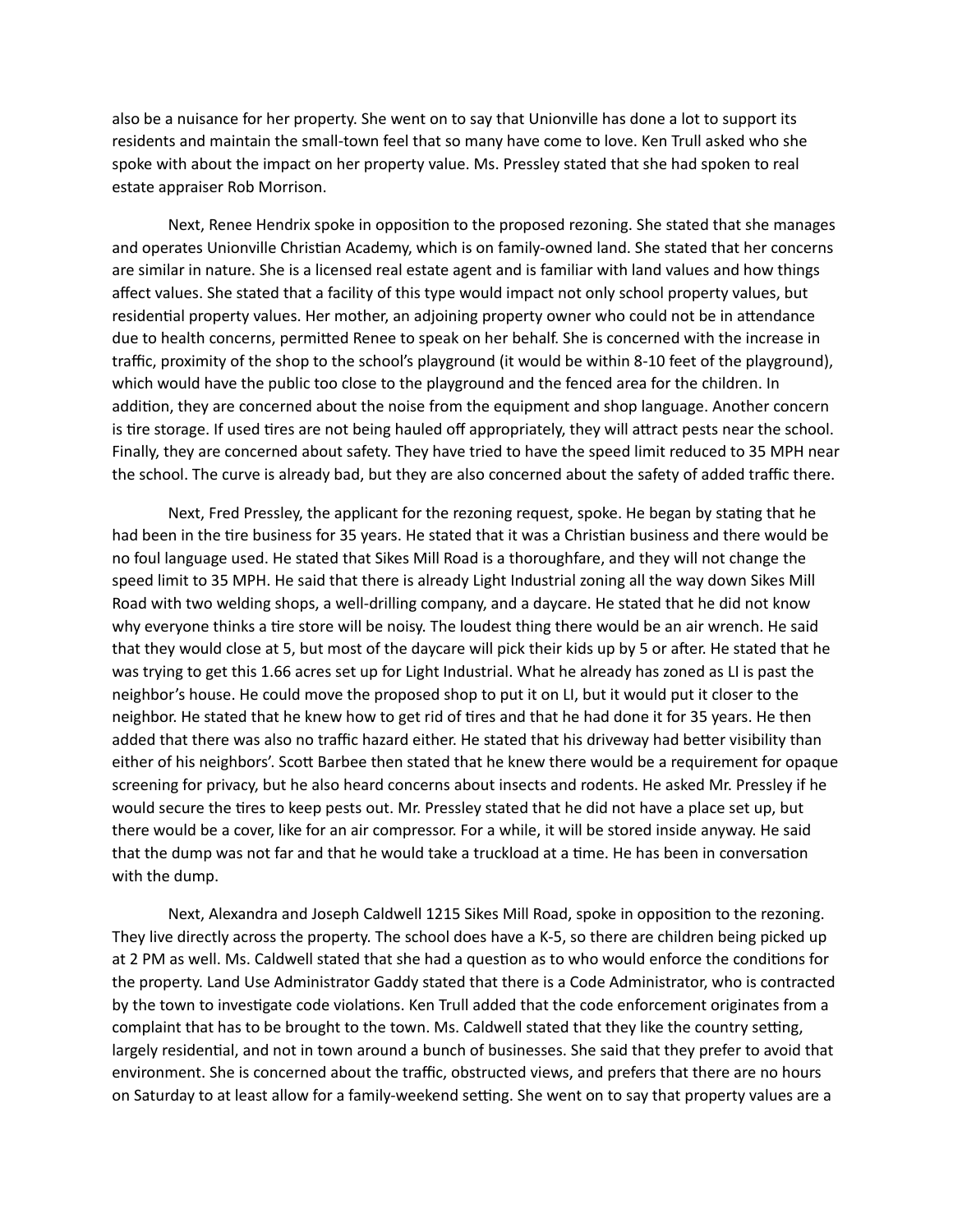also be a nuisance for her property. She went on to say that Unionville has done a lot to support its residents and maintain the small-town feel that so many have come to love. Ken Trull asked who she spoke with about the impact on her property value. Ms. Pressley stated that she had spoken to real estate appraiser Rob Morrison.

Next, Renee Hendrix spoke in opposition to the proposed rezoning. She stated that she manages and operates Unionville Christian Academy, which is on family-owned land. She stated that her concerns are similar in nature. She is a licensed real estate agent and is familiar with land values and how things affect values. She stated that a facility of this type would impact not only school property values, but residential property values. Her mother, an adjoining property owner who could not be in attendance due to health concerns, permitted Renee to speak on her behalf. She is concerned with the increase in traffic, proximity of the shop to the school's playground (it would be within 8-10 feet of the playground), which would have the public too close to the playground and the fenced area for the children. In addition, they are concerned about the noise from the equipment and shop language. Another concern is tire storage. If used tires are not being hauled off appropriately, they will attract pests near the school. Finally, they are concerned about safety. They have tried to have the speed limit reduced to 35 MPH near the school. The curve is already bad, but they are also concerned about the safety of added traffic there.

Next, Fred Pressley, the applicant for the rezoning request, spoke. He began by stating that he had been in the tire business for 35 years. He stated that it was a Christian business and there would be no foul language used. He stated that Sikes Mill Road is a thoroughfare, and they will not change the speed limit to 35 MPH. He said that there is already Light Industrial zoning all the way down Sikes Mill Road with two welding shops, a well-drilling company, and a daycare. He stated that he did not know why everyone thinks a tire store will be noisy. The loudest thing there would be an air wrench. He said that they would close at 5, but most of the daycare will pick their kids up by 5 or after. He stated that he was trying to get this 1.66 acres set up for Light Industrial. What he already has zoned as LI is past the neighbor's house. He could move the proposed shop to put it on LI, but it would put it closer to the neighbor. He stated that he knew how to get rid of tires and that he had done it for 35 years. He then added that there was also no traffic hazard either. He stated that his driveway had better visibility than either of his neighbors'. Scott Barbee then stated that he knew there would be a requirement for opaque screening for privacy, but he also heard concerns about insects and rodents. He asked Mr. Pressley if he would secure the tires to keep pests out. Mr. Pressley stated that he did not have a place set up, but there would be a cover, like for an air compressor. For a while, it will be stored inside anyway. He said that the dump was not far and that he would take a truckload at a time. He has been in conversation with the dump.

Next, Alexandra and Joseph Caldwell 1215 Sikes Mill Road, spoke in opposition to the rezoning. They live directly across the property. The school does have a K-5, so there are children being picked up at 2 PM as well. Ms. Caldwell stated that she had a question as to who would enforce the conditions for the property. Land Use Administrator Gaddy stated that there is a Code Administrator, who is contracted by the town to investigate code violations. Ken Trull added that the code enforcement originates from a complaint that has to be brought to the town. Ms. Caldwell stated that they like the country setting, largely residential, and not in town around a bunch of businesses. She said that they prefer to avoid that environment. She is concerned about the traffic, obstructed views, and prefers that there are no hours on Saturday to at least allow for a family-weekend setting. She went on to say that property values are a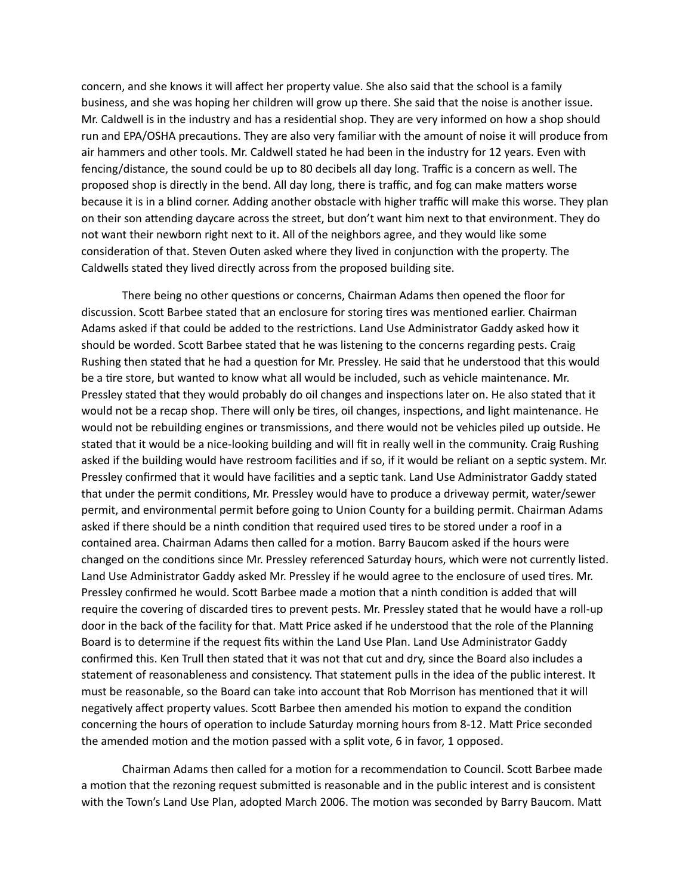concern, and she knows it will affect her property value. She also said that the school is a family business, and she was hoping her children will grow up there. She said that the noise is another issue. Mr. Caldwell is in the industry and has a residential shop. They are very informed on how a shop should run and EPA/OSHA precautions. They are also very familiar with the amount of noise it will produce from air hammers and other tools. Mr. Caldwell stated he had been in the industry for 12 years. Even with fencing/distance, the sound could be up to 80 decibels all day long. Traffic is a concern as well. The proposed shop is directly in the bend. All day long, there is traffic, and fog can make matters worse because it is in a blind corner. Adding another obstacle with higher traffic will make this worse. They plan on their son attending daycare across the street, but don't want him next to that environment. They do not want their newborn right next to it. All of the neighbors agree, and they would like some consideration of that. Steven Outen asked where they lived in conjunction with the property. The Caldwells stated they lived directly across from the proposed building site.

There being no other questions or concerns, Chairman Adams then opened the floor for discussion. Scott Barbee stated that an enclosure for storing tires was mentioned earlier. Chairman Adams asked if that could be added to the restrictions. Land Use Administrator Gaddy asked how it should be worded. Scott Barbee stated that he was listening to the concerns regarding pests. Craig Rushing then stated that he had a question for Mr. Pressley. He said that he understood that this would be a tire store, but wanted to know what all would be included, such as vehicle maintenance. Mr. Pressley stated that they would probably do oil changes and inspections later on. He also stated that it would not be a recap shop. There will only be tires, oil changes, inspections, and light maintenance. He would not be rebuilding engines or transmissions, and there would not be vehicles piled up outside. He stated that it would be a nice-looking building and will fit in really well in the community. Craig Rushing asked if the building would have restroom facilities and if so, if it would be reliant on a septic system. Mr. Pressley confirmed that it would have facilities and a septic tank. Land Use Administrator Gaddy stated that under the permit conditions, Mr. Pressley would have to produce a driveway permit, water/sewer permit, and environmental permit before going to Union County for a building permit. Chairman Adams asked if there should be a ninth condition that required used tires to be stored under a roof in a contained area. Chairman Adams then called for a motion. Barry Baucom asked if the hours were changed on the conditions since Mr. Pressley referenced Saturday hours, which were not currently listed. Land Use Administrator Gaddy asked Mr. Pressley if he would agree to the enclosure of used tires. Mr. Pressley confirmed he would. Scott Barbee made a motion that a ninth condition is added that will require the covering of discarded tires to prevent pests. Mr. Pressley stated that he would have a roll-up door in the back of the facility for that. Matt Price asked if he understood that the role of the Planning Board is to determine if the request fits within the Land Use Plan. Land Use Administrator Gaddy confirmed this. Ken Trull then stated that it was not that cut and dry, since the Board also includes a statement of reasonableness and consistency. That statement pulls in the idea of the public interest. It must be reasonable, so the Board can take into account that Rob Morrison has mentioned that it will negatively affect property values. Scott Barbee then amended his motion to expand the condition concerning the hours of operation to include Saturday morning hours from 8-12. Matt Price seconded the amended motion and the motion passed with a split vote, 6 in favor, 1 opposed.

Chairman Adams then called for a motion for a recommendation to Council. Scott Barbee made a motion that the rezoning request submitted is reasonable and in the public interest and is consistent with the Town's Land Use Plan, adopted March 2006. The motion was seconded by Barry Baucom. Matt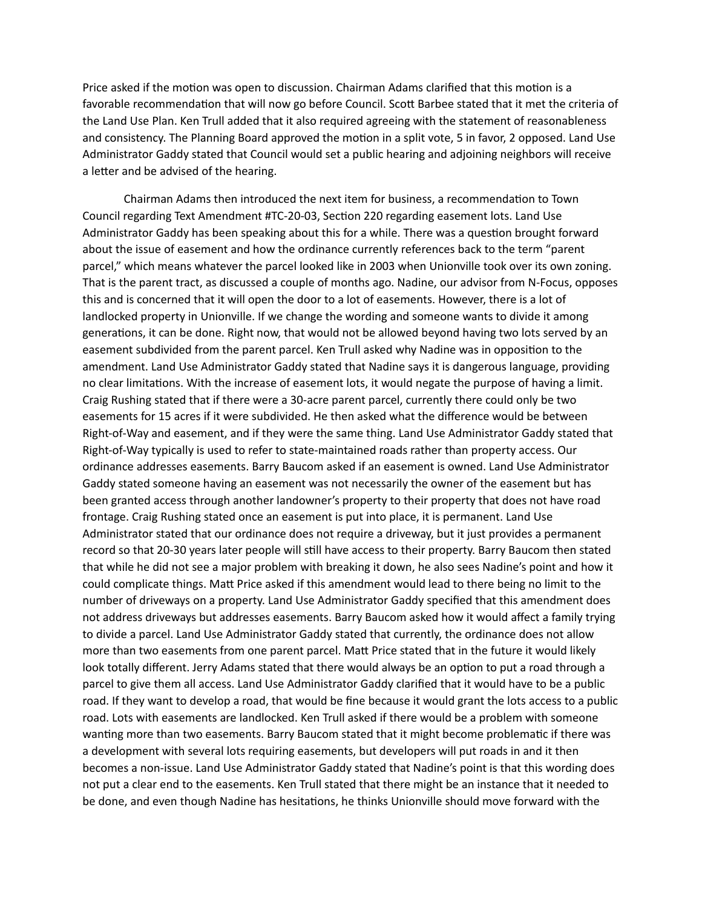Price asked if the motion was open to discussion. Chairman Adams clarified that this motion is a favorable recommendation that will now go before Council. Scott Barbee stated that it met the criteria of the Land Use Plan. Ken Trull added that it also required agreeing with the statement of reasonableness and consistency. The Planning Board approved the motion in a split vote, 5 in favor, 2 opposed. Land Use Administrator Gaddy stated that Council would set a public hearing and adjoining neighbors will receive a letter and be advised of the hearing.

Chairman Adams then introduced the next item for business, a recommendation to Town Council regarding Text Amendment #TC-20-03, Section 220 regarding easement lots. Land Use Administrator Gaddy has been speaking about this for a while. There was a question brought forward about the issue of easement and how the ordinance currently references back to the term "parent parcel," which means whatever the parcel looked like in 2003 when Unionville took over its own zoning. That is the parent tract, as discussed a couple of months ago. Nadine, our advisor from N-Focus, opposes this and is concerned that it will open the door to a lot of easements. However, there is a lot of landlocked property in Unionville. If we change the wording and someone wants to divide it among generations, it can be done. Right now, that would not be allowed beyond having two lots served by an easement subdivided from the parent parcel. Ken Trull asked why Nadine was in opposition to the amendment. Land Use Administrator Gaddy stated that Nadine says it is dangerous language, providing no clear limitations. With the increase of easement lots, it would negate the purpose of having a limit. Craig Rushing stated that if there were a 30-acre parent parcel, currently there could only be two easements for 15 acres if it were subdivided. He then asked what the difference would be between Right-of-Way and easement, and if they were the same thing. Land Use Administrator Gaddy stated that Right-of-Way typically is used to refer to state-maintained roads rather than property access. Our ordinance addresses easements. Barry Baucom asked if an easement is owned. Land Use Administrator Gaddy stated someone having an easement was not necessarily the owner of the easement but has been granted access through another landowner's property to their property that does not have road frontage. Craig Rushing stated once an easement is put into place, it is permanent. Land Use Administrator stated that our ordinance does not require a driveway, but it just provides a permanent record so that 20-30 years later people will still have access to their property. Barry Baucom then stated that while he did not see a major problem with breaking it down, he also sees Nadine's point and how it could complicate things. Matt Price asked if this amendment would lead to there being no limit to the number of driveways on a property. Land Use Administrator Gaddy specified that this amendment does not address driveways but addresses easements. Barry Baucom asked how it would affect a family trying to divide a parcel. Land Use Administrator Gaddy stated that currently, the ordinance does not allow more than two easements from one parent parcel. Matt Price stated that in the future it would likely look totally different. Jerry Adams stated that there would always be an option to put a road through a parcel to give them all access. Land Use Administrator Gaddy clarified that it would have to be a public road. If they want to develop a road, that would be fine because it would grant the lots access to a public road. Lots with easements are landlocked. Ken Trull asked if there would be a problem with someone wanting more than two easements. Barry Baucom stated that it might become problematic if there was a development with several lots requiring easements, but developers will put roads in and it then becomes a non-issue. Land Use Administrator Gaddy stated that Nadine's point is that this wording does not put a clear end to the easements. Ken Trull stated that there might be an instance that it needed to be done, and even though Nadine has hesitations, he thinks Unionville should move forward with the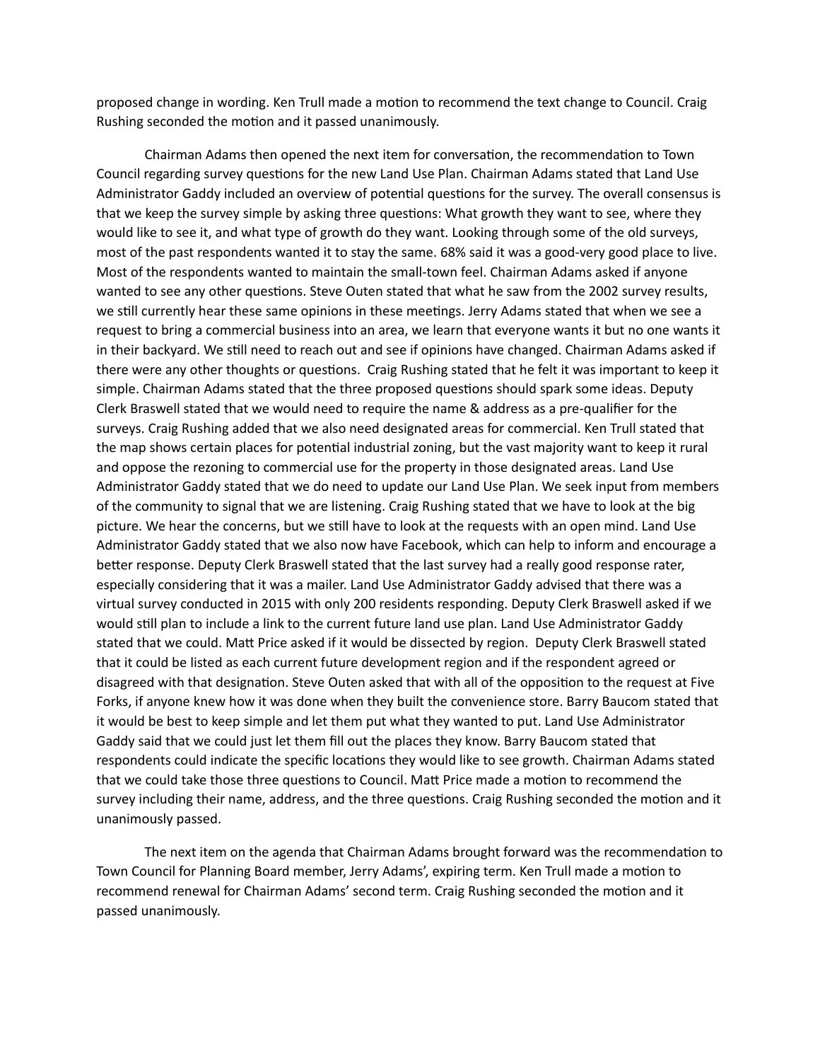proposed change in wording. Ken Trull made a motion to recommend the text change to Council. Craig Rushing seconded the motion and it passed unanimously.

Chairman Adams then opened the next item for conversation, the recommendation to Town Council regarding survey questions for the new Land Use Plan. Chairman Adams stated that Land Use Administrator Gaddy included an overview of potential questions for the survey. The overall consensus is that we keep the survey simple by asking three questions: What growth they want to see, where they would like to see it, and what type of growth do they want. Looking through some of the old surveys, most of the past respondents wanted it to stay the same. 68% said it was a good-very good place to live. Most of the respondents wanted to maintain the small-town feel. Chairman Adams asked if anyone wanted to see any other questions. Steve Outen stated that what he saw from the 2002 survey results, we still currently hear these same opinions in these meetings. Jerry Adams stated that when we see a request to bring a commercial business into an area, we learn that everyone wants it but no one wants it in their backyard. We still need to reach out and see if opinions have changed. Chairman Adams asked if there were any other thoughts or questions. Craig Rushing stated that he felt it was important to keep it simple. Chairman Adams stated that the three proposed questions should spark some ideas. Deputy Clerk Braswell stated that we would need to require the name & address as a pre-qualifier for the surveys. Craig Rushing added that we also need designated areas for commercial. Ken Trull stated that the map shows certain places for potential industrial zoning, but the vast majority want to keep it rural and oppose the rezoning to commercial use for the property in those designated areas. Land Use Administrator Gaddy stated that we do need to update our Land Use Plan. We seek input from members of the community to signal that we are listening. Craig Rushing stated that we have to look at the big picture. We hear the concerns, but we still have to look at the requests with an open mind. Land Use Administrator Gaddy stated that we also now have Facebook, which can help to inform and encourage a better response. Deputy Clerk Braswell stated that the last survey had a really good response rater, especially considering that it was a mailer. Land Use Administrator Gaddy advised that there was a virtual survey conducted in 2015 with only 200 residents responding. Deputy Clerk Braswell asked if we would still plan to include a link to the current future land use plan. Land Use Administrator Gaddy stated that we could. Matt Price asked if it would be dissected by region. Deputy Clerk Braswell stated that it could be listed as each current future development region and if the respondent agreed or disagreed with that designation. Steve Outen asked that with all of the opposition to the request at Five Forks, if anyone knew how it was done when they built the convenience store. Barry Baucom stated that it would be best to keep simple and let them put what they wanted to put. Land Use Administrator Gaddy said that we could just let them fill out the places they know. Barry Baucom stated that respondents could indicate the specific locations they would like to see growth. Chairman Adams stated that we could take those three questions to Council. Matt Price made a motion to recommend the survey including their name, address, and the three questions. Craig Rushing seconded the motion and it unanimously passed.

The next item on the agenda that Chairman Adams brought forward was the recommendation to Town Council for Planning Board member, Jerry Adams', expiring term. Ken Trull made a motion to recommend renewal for Chairman Adams' second term. Craig Rushing seconded the motion and it passed unanimously.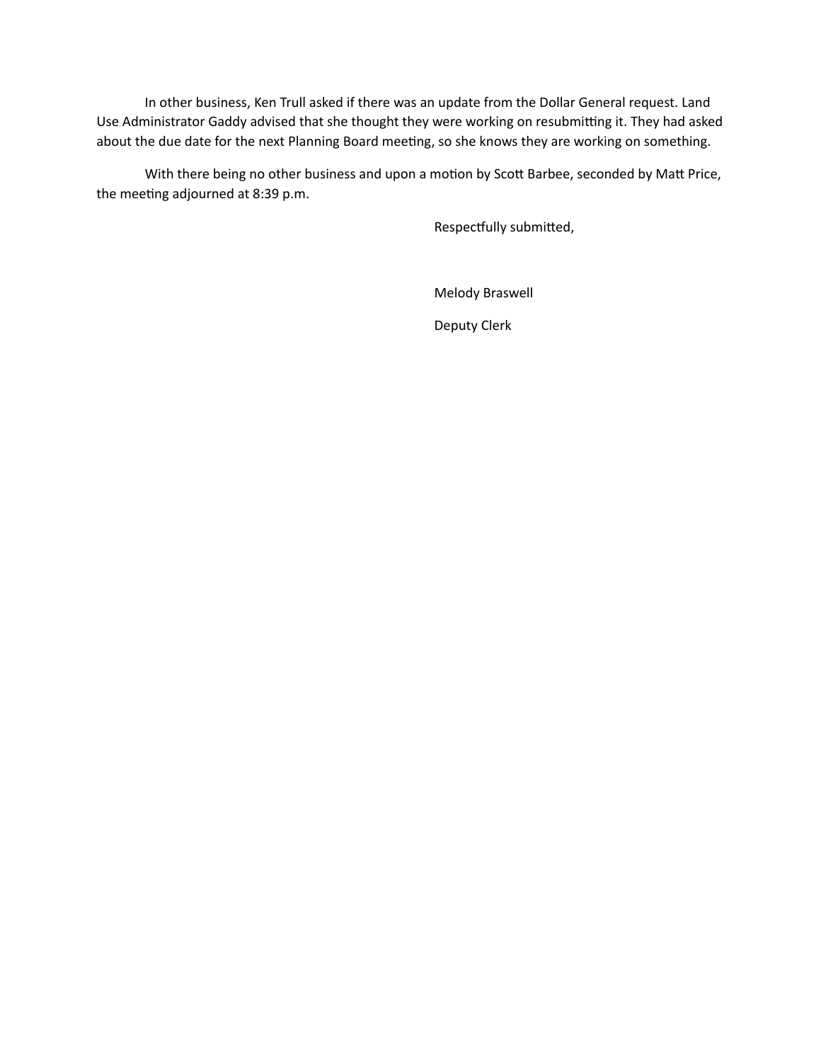In other business, Ken Trull asked if there was an update from the Dollar General request. Land Use Administrator Gaddy advised that she thought they were working on resubmitting it. They had asked about the due date for the next Planning Board meeting, so she knows they are working on something.

With there being no other business and upon a motion by Scott Barbee, seconded by Matt Price, the meeting adjourned at 8:39 p.m.

Respectfully submitted,

Melody Braswell

Deputy Clerk